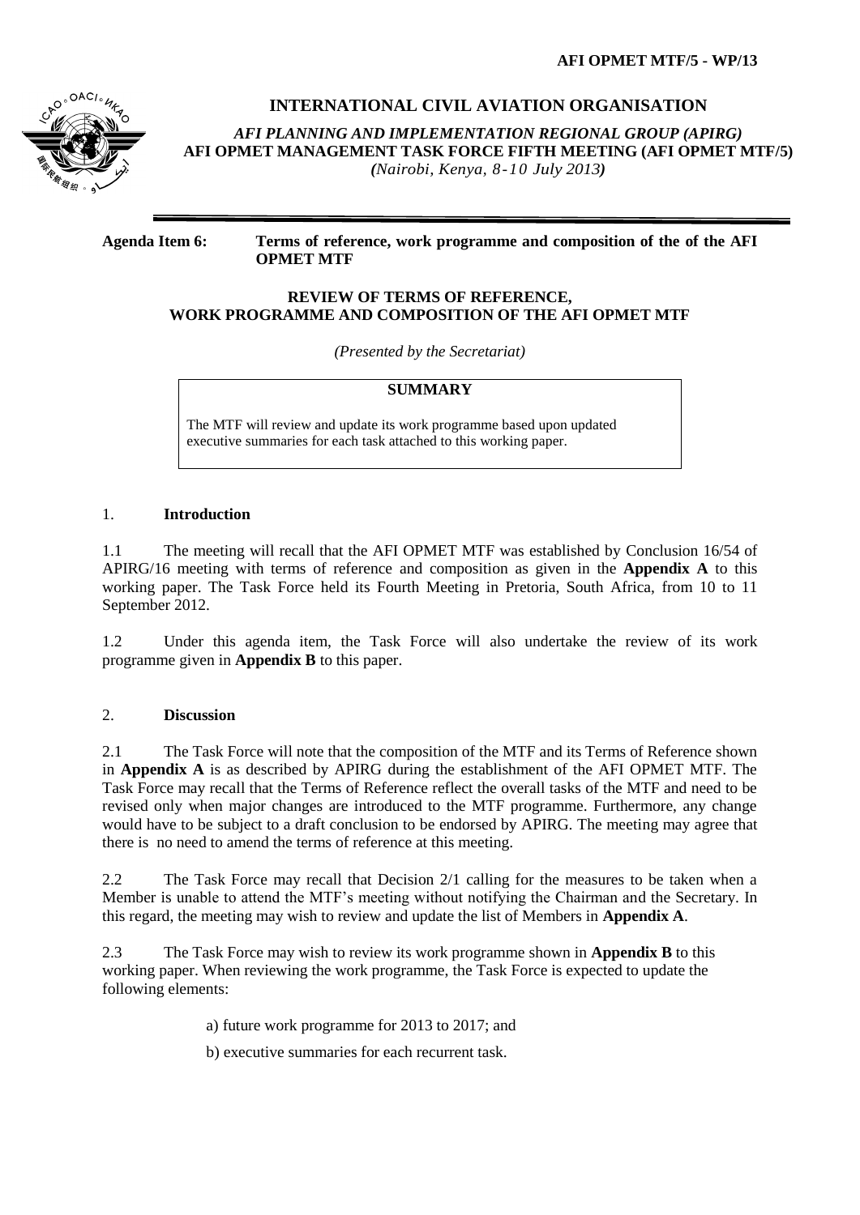AFI OPMET MTF/5 - WP/13

# INTERNATIONAL CIVIL AVIATION ORGANISATION

***AFI PLANNING AND IMPLEMENTATION REGIONAL GROUP (APIRG)***
**AFI OPMET MANAGEMENT TASK FORCE FIFTH MEETING (AFI OPMET MTF/5)**
***(Nairobi, Kenya, 8-10 July 2013)***

---

**Agenda Item 6: Terms of reference, work programme and composition of the of the AFI OPMET MTF**

**REVIEW OF TERMS OF REFERENCE,
WORK PROGRAMME AND COMPOSITION OF THE AFI OPMET MTF**

*(Presented by the Secretariat)*

| **SUMMARY** |
|---|
| The MTF will review and update its work programme based upon updated executive summaries for each task attached to this working paper. |

## 1. Introduction

1.1 The meeting will recall that the AFI OPMET MTF was established by Conclusion 16/54 of APIRG/16 meeting with terms of reference and composition as given in the **Appendix A** to this working paper. The Task Force held its Fourth Meeting in Pretoria, South Africa, from 10 to 11 September 2012.

1.2 Under this agenda item, the Task Force will also undertake the review of its work programme given in **Appendix B** to this paper.

## 2. Discussion

2.1 The Task Force will note that the composition of the MTF and its Terms of Reference shown in **Appendix A** is as described by APIRG during the establishment of the AFI OPMET MTF. The Task Force may recall that the Terms of Reference reflect the overall tasks of the MTF and need to be revised only when major changes are introduced to the MTF programme. Furthermore, any change would have to be subject to a draft conclusion to be endorsed by APIRG. The meeting may agree that there is no need to amend the terms of reference at this meeting.

2.2 The Task Force may recall that Decision 2/1 calling for the measures to be taken when a Member is unable to attend the MTF's meeting without notifying the Chairman and the Secretary. In this regard, the meeting may wish to review and update the list of Members in **Appendix A**.

2.3 The Task Force may wish to review its work programme shown in **Appendix B** to this working paper. When reviewing the work programme, the Task Force is expected to update the following elements:

a) future work programme for 2013 to 2017; and

b) executive summaries for each recurrent task.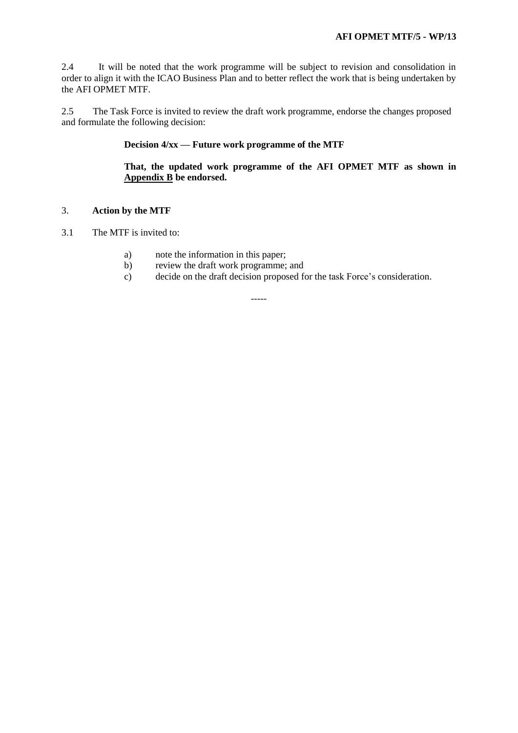2.4 It will be noted that the work programme will be subject to revision and consolidation in order to align it with the ICAO Business Plan and to better reflect the work that is being undertaken by the AFI OPMET MTF.

2.5 The Task Force is invited to review the draft work programme, endorse the changes proposed and formulate the following decision:

> **Decision 4/xx — Future work programme of the MTF**
>
> **That, the updated work programme of the AFI OPMET MTF as shown in <u>Appendix B</u> be endorsed.**

## 3. Action by the MTF

3.1 The MTF is invited to:

a) note the information in this paper;
b) review the draft work programme; and
c) decide on the draft decision proposed for the task Force's consideration.

-----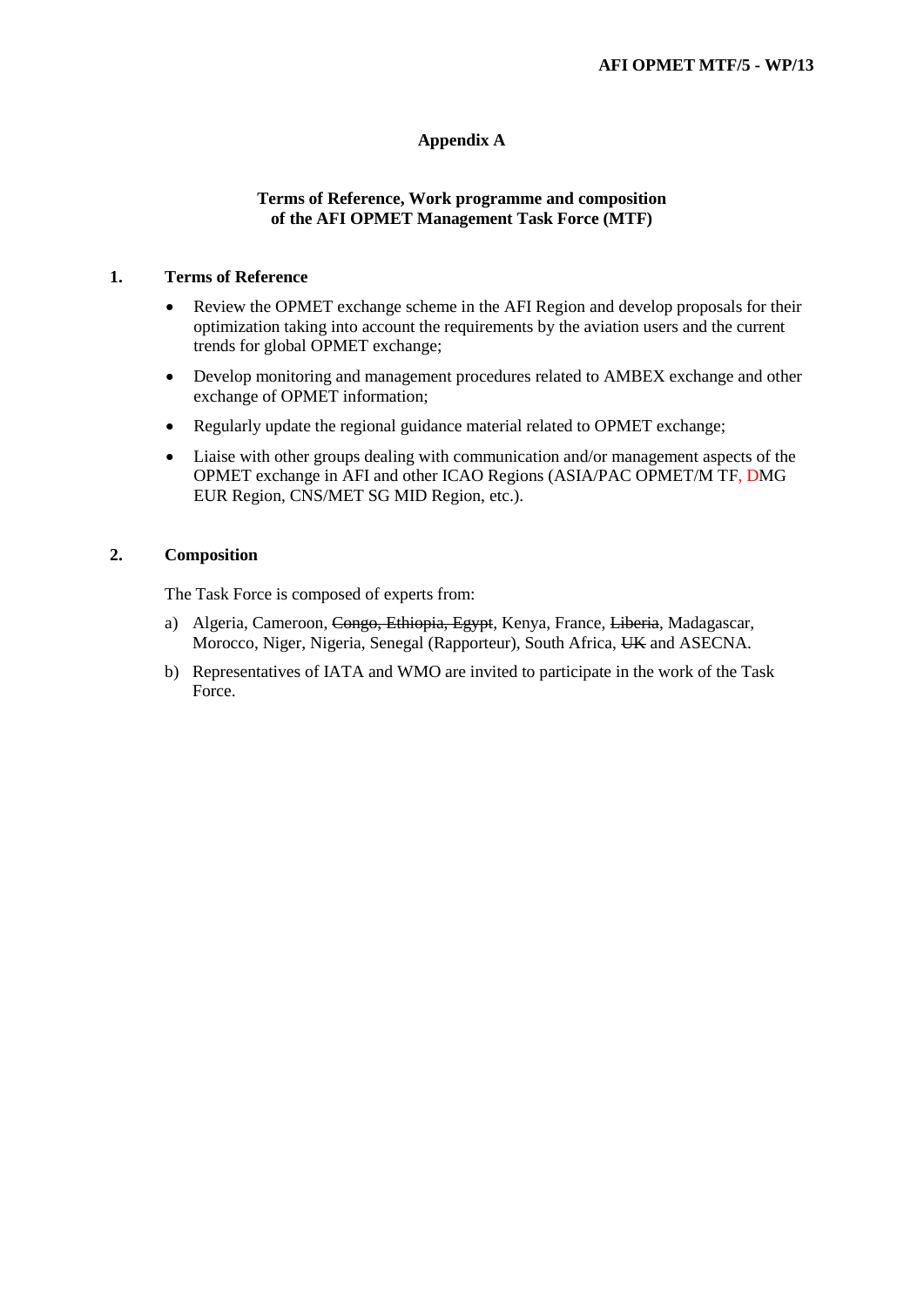## Appendix A

### Terms of Reference, Work programme and composition of the AFI OPMET Management Task Force (MTF)

### 1. Terms of Reference

- Review the OPMET exchange scheme in the AFI Region and develop proposals for their optimization taking into account the requirements by the aviation users and the current trends for global OPMET exchange;
- Develop monitoring and management procedures related to AMBEX exchange and other exchange of OPMET information;
- Regularly update the regional guidance material related to OPMET exchange;
- Liaise with other groups dealing with communication and/or management aspects of the OPMET exchange in AFI and other ICAO Regions (ASIA/PAC OPMET/M TF, DMG EUR Region, CNS/MET SG MID Region, etc.).

### 2. Composition

The Task Force is composed of experts from:

a) Algeria, Cameroon, ~~Congo, Ethiopia, Egypt~~, Kenya, France, ~~Liberia~~, Madagascar, Morocco, Niger, Nigeria, Senegal (Rapporteur), South Africa, ~~UK~~ and ASECNA.

b) Representatives of IATA and WMO are invited to participate in the work of the Task Force.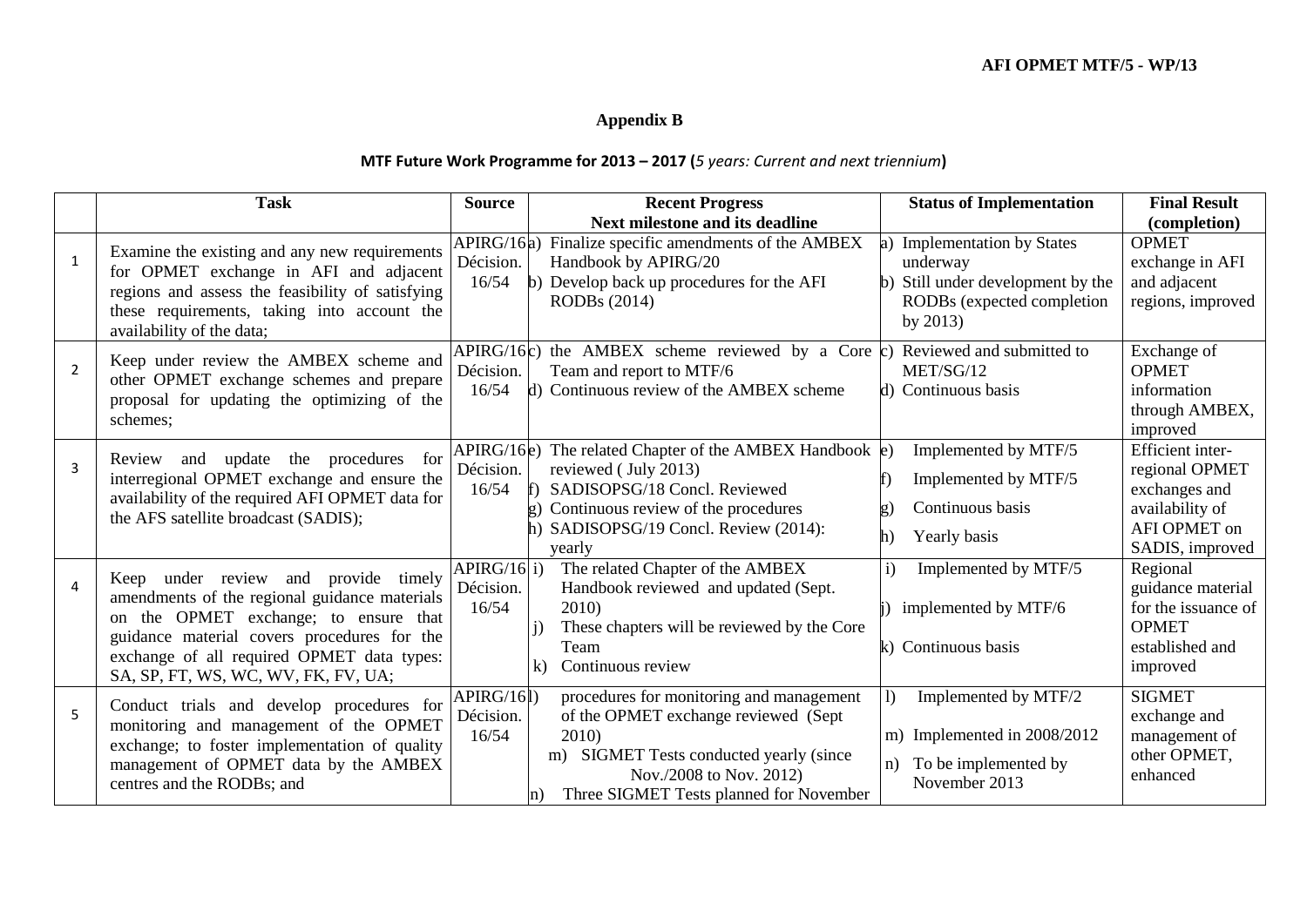**Appendix B**

**MTF Future Work Programme for 2013 – 2017 (*5 years: Current and next triennium*)**

| | Task | Source | Recent Progress<br>Next milestone and its deadline | Status of Implementation | Final Result (completion) |
|---|---|---|---|---|---|
| 1 | Examine the existing and any new requirements for OPMET exchange in AFI and adjacent regions and assess the feasibility of satisfying these requirements, taking into account the availability of the data; | APIRG/16 Décision. 16/54 | a) Finalize specific amendments of the AMBEX Handbook by APIRG/20<br>b) Develop back up procedures for the AFI RODBs (2014) | a) Implementation by States underway<br>b) Still under development by the RODBs (expected completion by 2013) | OPMET exchange in AFI and adjacent regions, improved |
| 2 | Keep under review the AMBEX scheme and other OPMET exchange schemes and prepare proposal for updating the optimizing of the schemes; | APIRG/16 Décision. 16/54 | c) the AMBEX scheme reviewed by a Core Team and report to MTF/6<br>d) Continuous review of the AMBEX scheme | c) Reviewed and submitted to MET/SG/12<br>d) Continuous basis | Exchange of OPMET information through AMBEX, improved |
| 3 | Review and update the procedures for interregional OPMET exchange and ensure the availability of the required AFI OPMET data for the AFS satellite broadcast (SADIS); | APIRG/16 Décision. 16/54 | e) The related Chapter of the AMBEX Handbook reviewed ( July 2013)<br>f) SADISOPSG/18 Concl. Reviewed<br>g) Continuous review of the procedures<br>h) SADISOPSG/19 Concl. Review (2014): yearly | e) Implemented by MTF/5<br>f) Implemented by MTF/5<br>g) Continuous basis<br>h) Yearly basis | Efficient inter-regional OPMET exchanges and availability of AFI OPMET on SADIS, improved |
| 4 | Keep under review and provide timely amendments of the regional guidance materials on the OPMET exchange; to ensure that guidance material covers procedures for the exchange of all required OPMET data types: SA, SP, FT, WS, WC, WV, FK, FV, UA; | APIRG/16 Décision. 16/54 | i) The related Chapter of the AMBEX Handbook reviewed and updated (Sept. 2010)<br>j) These chapters will be reviewed by the Core Team<br>k) Continuous review | i) Implemented by MTF/5<br>j) implemented by MTF/6<br>k) Continuous basis | Regional guidance material for the issuance of OPMET established and improved |
| 5 | Conduct trials and develop procedures for monitoring and management of the OPMET exchange; to foster implementation of quality management of OPMET data by the AMBEX centres and the RODBs; and | APIRG/16 Décision. 16/54 | l) procedures for monitoring and management of the OPMET exchange reviewed (Sept 2010)<br>m) SIGMET Tests conducted yearly (since Nov./2008 to Nov. 2012)<br>n) Three SIGMET Tests planned for November | l) Implemented by MTF/2<br>m) Implemented in 2008/2012<br>n) To be implemented by November 2013 | SIGMET exchange and management of other OPMET, enhanced |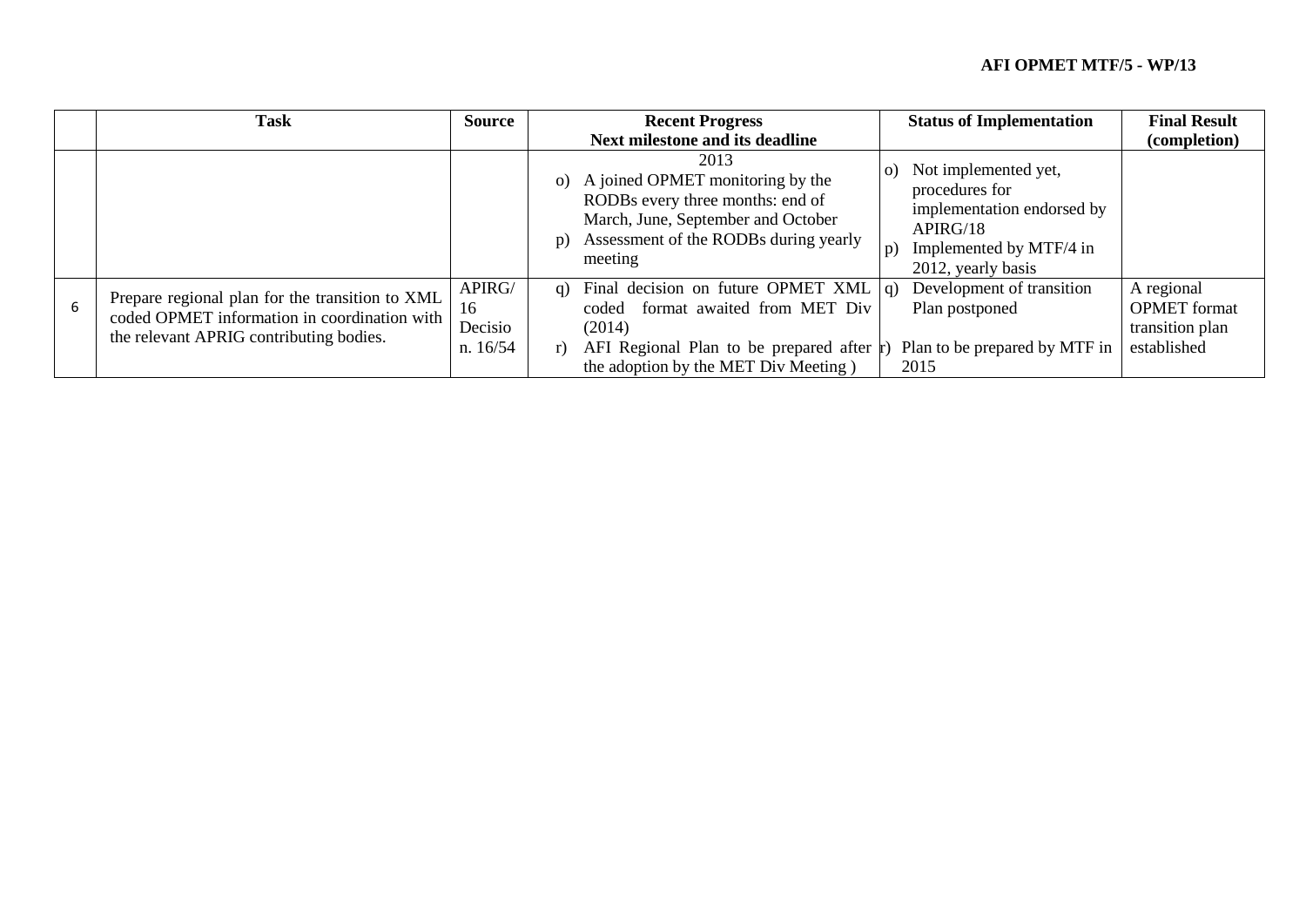| | Task | Source | Recent Progress<br>Next milestone and its deadline | Status of Implementation | Final Result (completion) |
|---|---|---|---|---|---|
| | | | 2013<br>o) A joined OPMET monitoring by the RODBs every three months: end of March, June, September and October<br>p) Assessment of the RODBs during yearly meeting | o) Not implemented yet, procedures for implementation endorsed by APIRG/18<br>p) Implemented by MTF/4 in 2012, yearly basis | |
| 6 | Prepare regional plan for the transition to XML coded OPMET information in coordination with the relevant APRIG contributing bodies. | APIRG/16 Decision n. 16/54 | q) Final decision on future OPMET XML coded format awaited from MET Div (2014)<br>r) AFI Regional Plan to be prepared after the adoption by the MET Div Meeting ) | q) Development of transition Plan postponed<br>r) Plan to be prepared by MTF in 2015 | A regional OPMET format transition plan established |